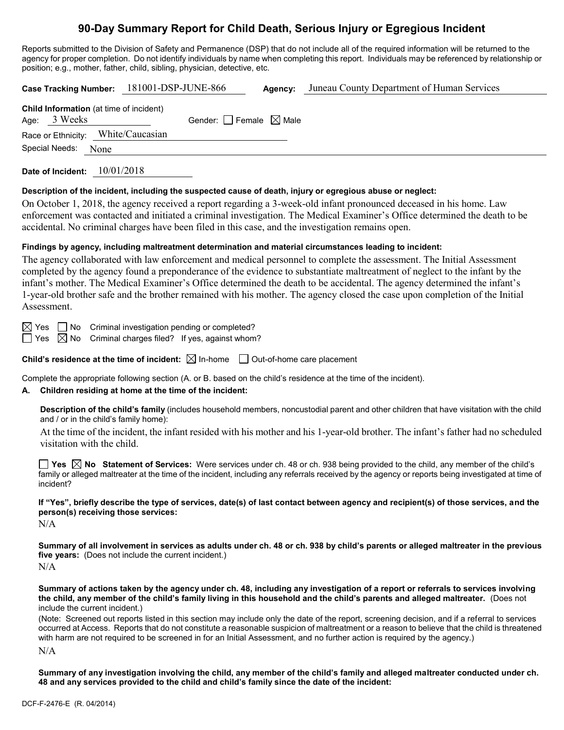# 90-Day Summary Report for Child Death, Serious Injury or Egregious Incident

Reports submitted to the Division of Safety and Permanence (DSP) that do not include all of the required information will be returned to the agency for proper completion. Do not identify individuals by name when completing this report. Individuals may be referenced by relationship or position; e.g., mother, father, child, sibling, physician, detective, etc.

**Case Tracking Number:** 181001-DSP-JUNE-866 **Agency:** Juneau County Department of Human Services

**Child Information** (at time of incident)
Age: 3 Weeks Gender: ☐ Female ☒ Male
Race or Ethnicity: White/Caucasian
Special Needs: None

**Date of Incident:** 10/01/2018

**Description of the incident, including the suspected cause of death, injury or egregious abuse or neglect:**

On October 1, 2018, the agency received a report regarding a 3-week-old infant pronounced deceased in his home. Law enforcement was contacted and initiated a criminal investigation. The Medical Examiner's Office determined the death to be accidental. No criminal charges have been filed in this case, and the investigation remains open.

**Findings by agency, including maltreatment determination and material circumstances leading to incident:**

The agency collaborated with law enforcement and medical personnel to complete the assessment. The Initial Assessment completed by the agency found a preponderance of the evidence to substantiate maltreatment of neglect to the infant by the infant's mother. The Medical Examiner's Office determined the death to be accidental. The agency determined the infant's 1-year-old brother safe and the brother remained with his mother. The agency closed the case upon completion of the Initial Assessment.

☒ Yes ☐ No Criminal investigation pending or completed?
☐ Yes ☒ No Criminal charges filed? If yes, against whom?

**Child's residence at the time of incident:** ☒ In-home ☐ Out-of-home care placement

Complete the appropriate following section (A. or B. based on the child's residence at the time of the incident).

**A. Children residing at home at the time of the incident:**

**Description of the child's family** (includes household members, noncustodial parent and other children that have visitation with the child and / or in the child's family home):

At the time of the incident, the infant resided with his mother and his 1-year-old brother. The infant's father had no scheduled visitation with the child.

☐ **Yes** ☒ **No Statement of Services:** Were services under ch. 48 or ch. 938 being provided to the child, any member of the child's family or alleged maltreater at the time of the incident, including any referrals received by the agency or reports being investigated at time of incident?

**If "Yes", briefly describe the type of services, date(s) of last contact between agency and recipient(s) of those services, and the person(s) receiving those services:**

N/A

**Summary of all involvement in services as adults under ch. 48 or ch. 938 by child's parents or alleged maltreater in the previous five years:** (Does not include the current incident.)

N/A

**Summary of actions taken by the agency under ch. 48, including any investigation of a report or referrals to services involving the child, any member of the child's family living in this household and the child's parents and alleged maltreater.** (Does not include the current incident.)

(Note: Screened out reports listed in this section may include only the date of the report, screening decision, and if a referral to services occurred at Access. Reports that do not constitute a reasonable suspicion of maltreatment or a reason to believe that the child is threatened with harm are not required to be screened in for an Initial Assessment, and no further action is required by the agency.)

N/A

**Summary of any investigation involving the child, any member of the child's family and alleged maltreater conducted under ch. 48 and any services provided to the child and child's family since the date of the incident:**

DCF-F-2476-E (R. 04/2014)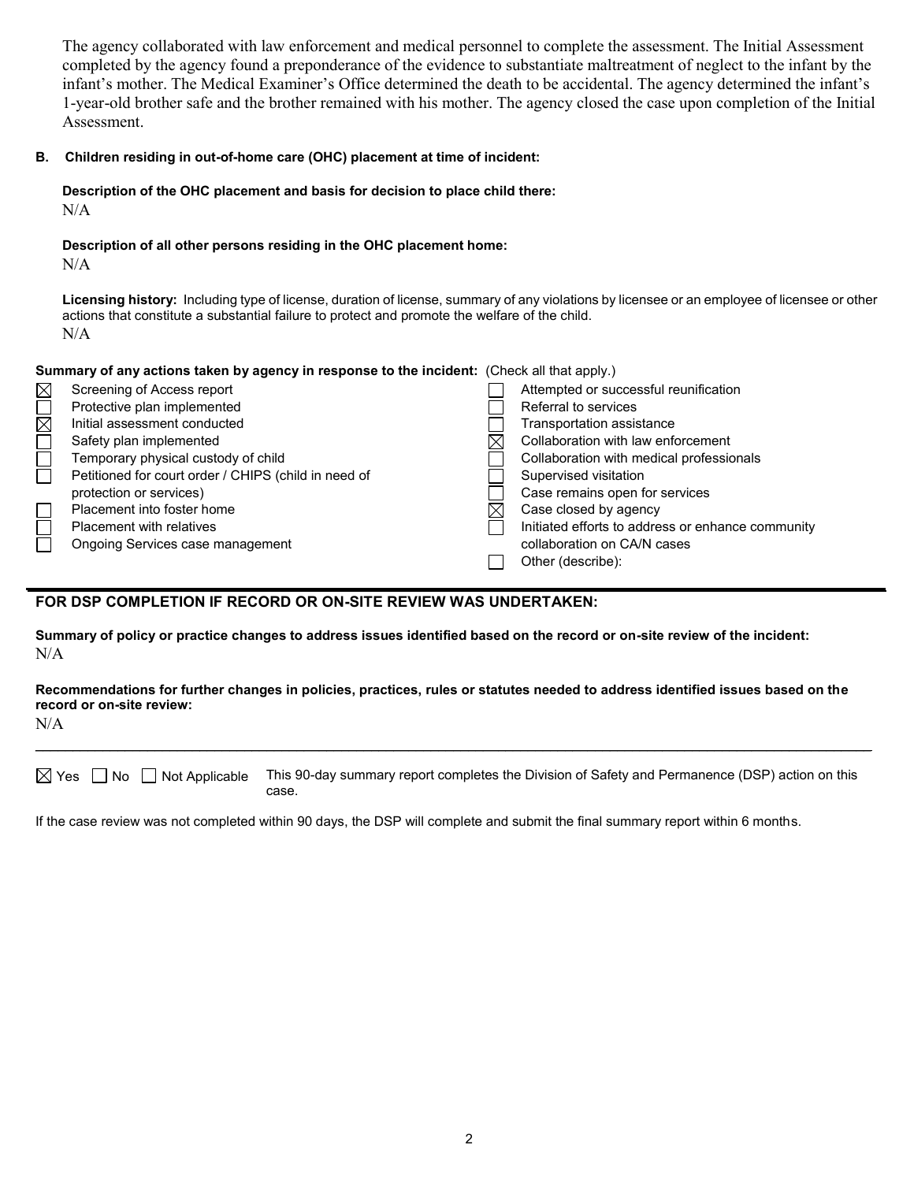The agency collaborated with law enforcement and medical personnel to complete the assessment. The Initial Assessment completed by the agency found a preponderance of the evidence to substantiate maltreatment of neglect to the infant by the infant's mother. The Medical Examiner's Office determined the death to be accidental. The agency determined the infant's 1-year-old brother safe and the brother remained with his mother. The agency closed the case upon completion of the Initial Assessment.

**B. Children residing in out-of-home care (OHC) placement at time of incident:**

**Description of the OHC placement and basis for decision to place child there:**
N/A

**Description of all other persons residing in the OHC placement home:**
N/A

**Licensing history:** Including type of license, duration of license, summary of any violations by licensee or an employee of licensee or other actions that constitute a substantial failure to protect and promote the welfare of the child.
N/A

**Summary of any actions taken by agency in response to the incident:** (Check all that apply.)

- [x] Screening of Access report
- [ ] Protective plan implemented
- [x] Initial assessment conducted
- [ ] Safety plan implemented
- [ ] Temporary physical custody of child
- [ ] Petitioned for court order / CHIPS (child in need of protection or services)
- [ ] Placement into foster home
- [ ] Placement with relatives
- [ ] Ongoing Services case management
- [ ] Attempted or successful reunification
- [ ] Referral to services
- [ ] Transportation assistance
- [x] Collaboration with law enforcement
- [ ] Collaboration with medical professionals
- [ ] Supervised visitation
- [ ] Case remains open for services
- [x] Case closed by agency
- [ ] Initiated efforts to address or enhance community collaboration on CA/N cases
- [ ] Other (describe):

## FOR DSP COMPLETION IF RECORD OR ON-SITE REVIEW WAS UNDERTAKEN:

**Summary of policy or practice changes to address issues identified based on the record or on-site review of the incident:**
N/A

**Recommendations for further changes in policies, practices, rules or statutes needed to address identified issues based on the record or on-site review:**
N/A

---

☒ Yes ☐ No ☐ Not Applicable This 90-day summary report completes the Division of Safety and Permanence (DSP) action on this case.

If the case review was not completed within 90 days, the DSP will complete and submit the final summary report within 6 months.